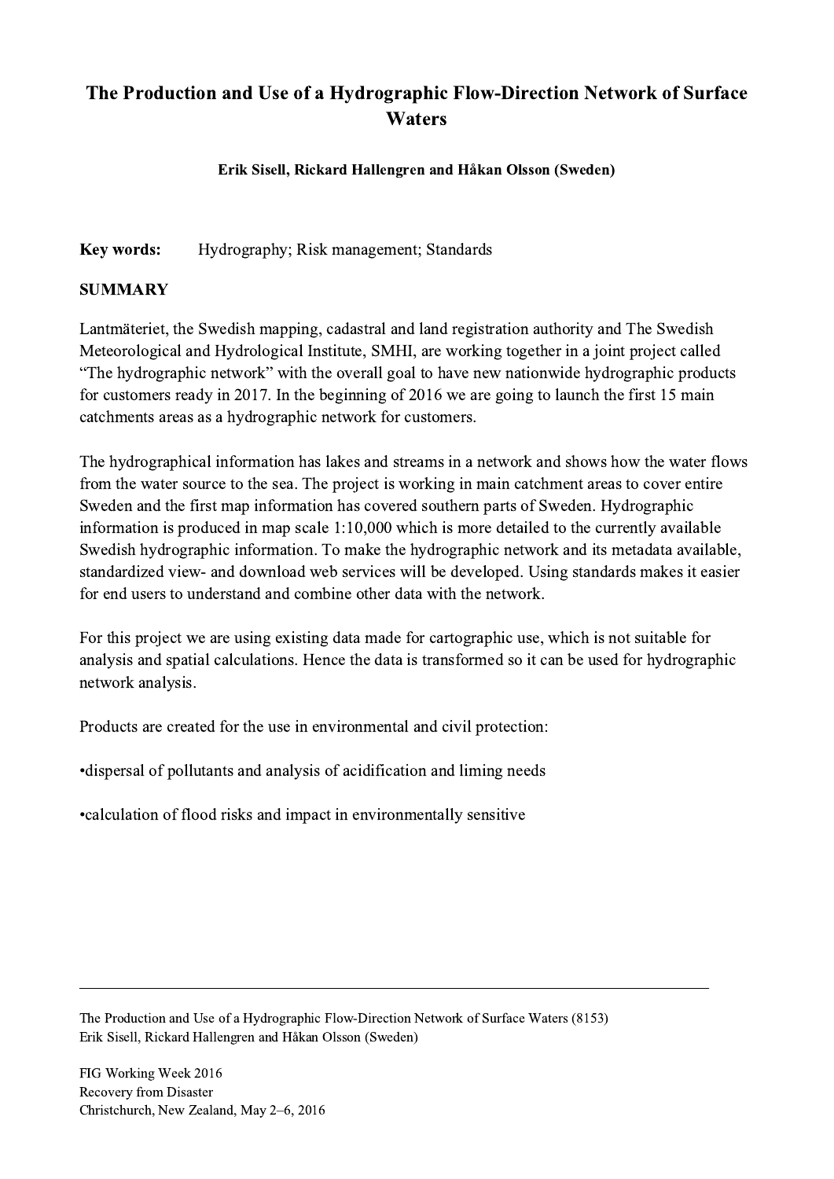# The Production and Use of a Hydrographic Flow-Direction Network of Surface Waters

**Erik Sisell, Rickard Hallengren and Håkan Olsson (Sweden)**

**Key words:** Hydrography; Risk management; Standards

## SUMMARY

Lantmäteriet, the Swedish mapping, cadastral and land registration authority and The Swedish Meteorological and Hydrological Institute, SMHI, are working together in a joint project called "The hydrographic network" with the overall goal to have new nationwide hydrographic products for customers ready in 2017. In the beginning of 2016 we are going to launch the first 15 main catchments areas as a hydrographic network for customers.

The hydrographical information has lakes and streams in a network and shows how the water flows from the water source to the sea. The project is working in main catchment areas to cover entire Sweden and the first map information has covered southern parts of Sweden. Hydrographic information is produced in map scale 1:10,000 which is more detailed to the currently available Swedish hydrographic information. To make the hydrographic network and its metadata available, standardized view- and download web services will be developed. Using standards makes it easier for end users to understand and combine other data with the network.

For this project we are using existing data made for cartographic use, which is not suitable for analysis and spatial calculations. Hence the data is transformed so it can be used for hydrographic network analysis.

Products are created for the use in environmental and civil protection:

•dispersal of pollutants and analysis of acidification and liming needs

•calculation of flood risks and impact in environmentally sensitive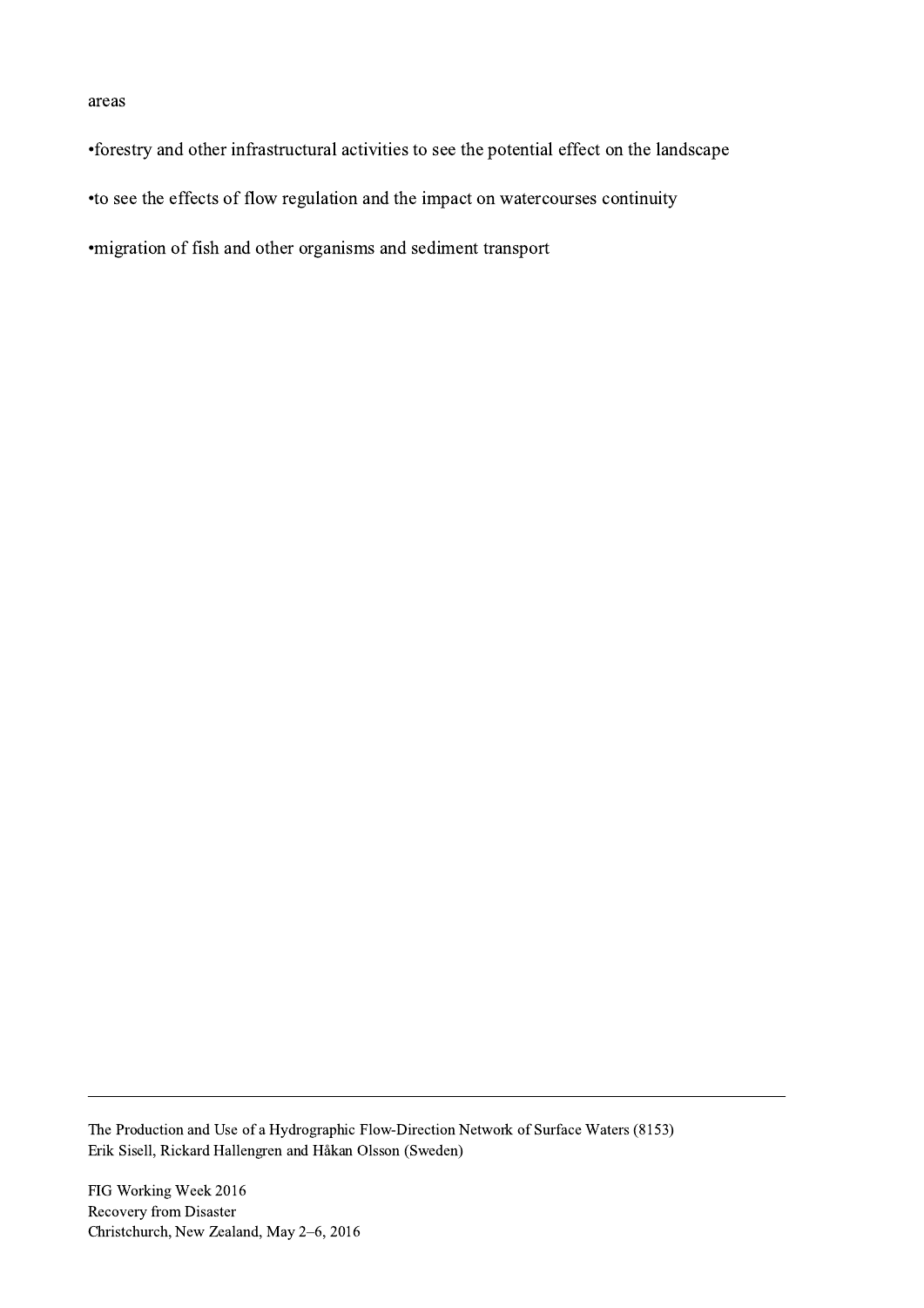areas

- forestry and other infrastructural activities to see the potential effect on the landscape
- to see the effects of flow regulation and the impact on watercourses continuity
- migration of fish and other organisms and sediment transport